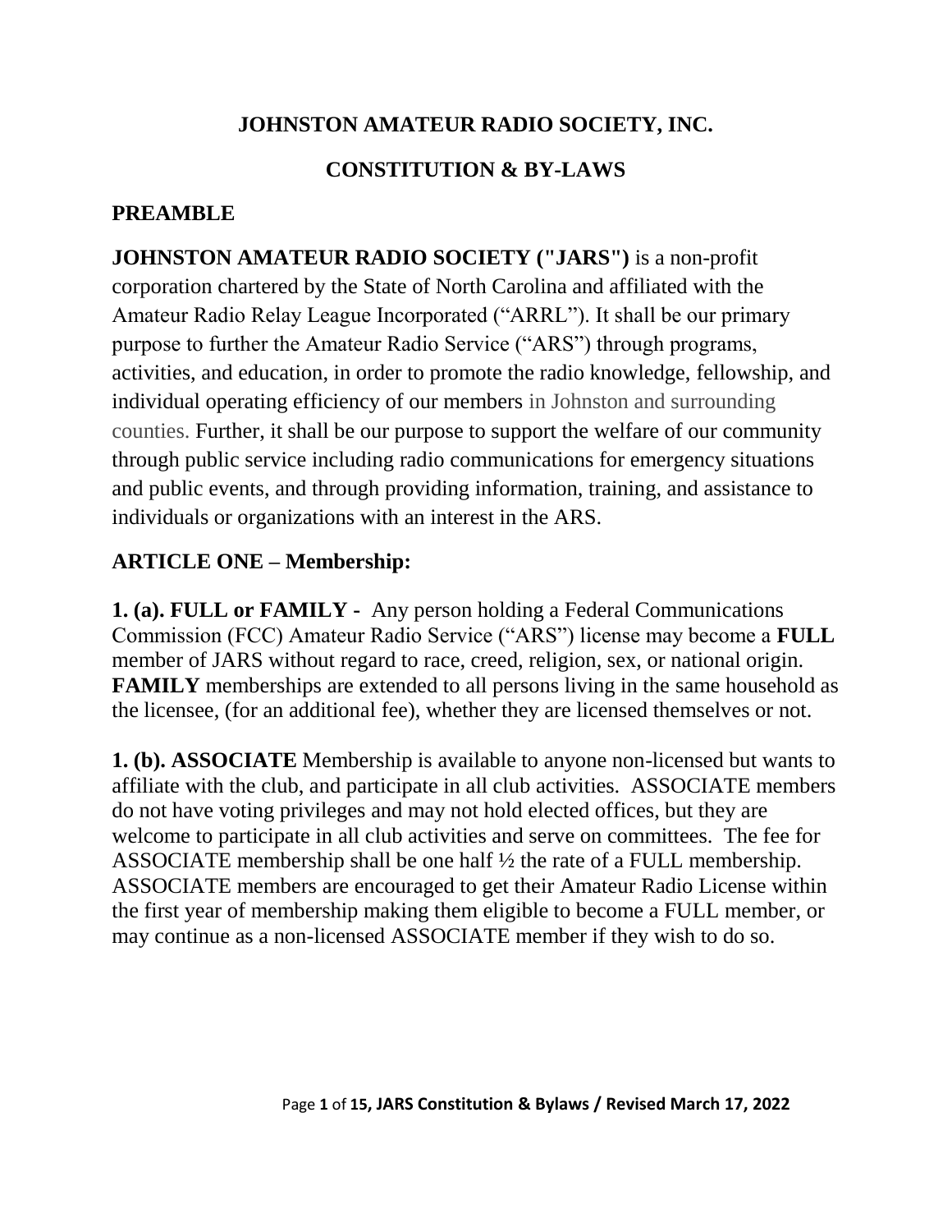# JOHNSTON AMATEUR RADIO SOCIETY, INC.

# CONSTITUTION & BY-LAWS

## PREAMBLE

**JOHNSTON AMATEUR RADIO SOCIETY ("JARS")** is a non-profit corporation chartered by the State of North Carolina and affiliated with the Amateur Radio Relay League Incorporated ("ARRL"). It shall be our primary purpose to further the Amateur Radio Service ("ARS") through programs, activities, and education, in order to promote the radio knowledge, fellowship, and individual operating efficiency of our members in Johnston and surrounding counties. Further, it shall be our purpose to support the welfare of our community through public service including radio communications for emergency situations and public events, and through providing information, training, and assistance to individuals or organizations with an interest in the ARS.

## ARTICLE ONE – Membership:

**1. (a). FULL or FAMILY -** Any person holding a Federal Communications Commission (FCC) Amateur Radio Service ("ARS") license may become a **FULL** member of JARS without regard to race, creed, religion, sex, or national origin. **FAMILY** memberships are extended to all persons living in the same household as the licensee, (for an additional fee), whether they are licensed themselves or not.

**1. (b). ASSOCIATE** Membership is available to anyone non-licensed but wants to affiliate with the club, and participate in all club activities. ASSOCIATE members do not have voting privileges and may not hold elected offices, but they are welcome to participate in all club activities and serve on committees. The fee for ASSOCIATE membership shall be one half ½ the rate of a FULL membership. ASSOCIATE members are encouraged to get their Amateur Radio License within the first year of membership making them eligible to become a FULL member, or may continue as a non-licensed ASSOCIATE member if they wish to do so.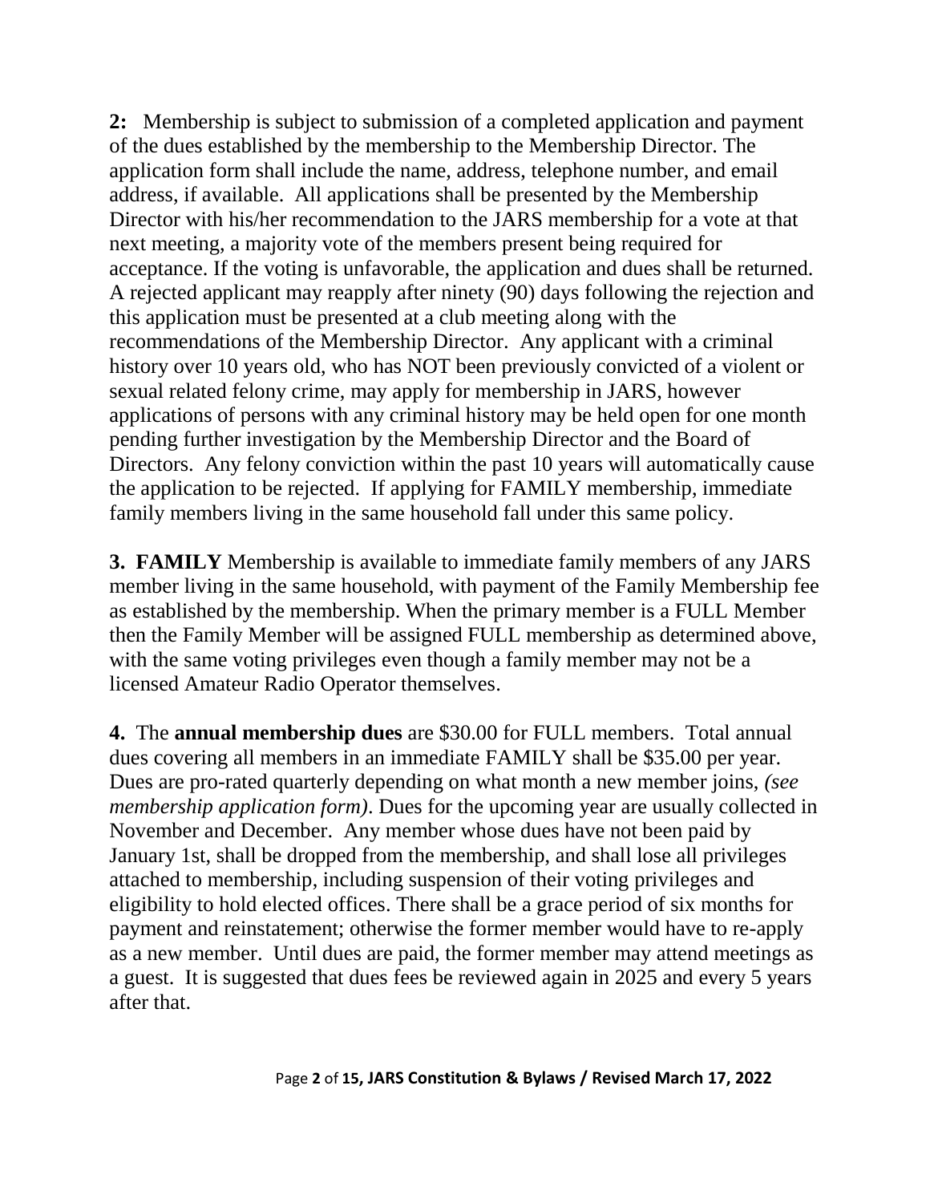**2:** Membership is subject to submission of a completed application and payment of the dues established by the membership to the Membership Director. The application form shall include the name, address, telephone number, and email address, if available. All applications shall be presented by the Membership Director with his/her recommendation to the JARS membership for a vote at that next meeting, a majority vote of the members present being required for acceptance. If the voting is unfavorable, the application and dues shall be returned. A rejected applicant may reapply after ninety (90) days following the rejection and this application must be presented at a club meeting along with the recommendations of the Membership Director. Any applicant with a criminal history over 10 years old, who has NOT been previously convicted of a violent or sexual related felony crime, may apply for membership in JARS, however applications of persons with any criminal history may be held open for one month pending further investigation by the Membership Director and the Board of Directors. Any felony conviction within the past 10 years will automatically cause the application to be rejected. If applying for FAMILY membership, immediate family members living in the same household fall under this same policy.

**3. FAMILY** Membership is available to immediate family members of any JARS member living in the same household, with payment of the Family Membership fee as established by the membership. When the primary member is a FULL Member then the Family Member will be assigned FULL membership as determined above, with the same voting privileges even though a family member may not be a licensed Amateur Radio Operator themselves.

**4.** The **annual membership dues** are $30.00 for FULL members. Total annual dues covering all members in an immediate FAMILY shall be $35.00 per year. Dues are pro-rated quarterly depending on what month a new member joins, *(see membership application form)*. Dues for the upcoming year are usually collected in November and December. Any member whose dues have not been paid by January 1st, shall be dropped from the membership, and shall lose all privileges attached to membership, including suspension of their voting privileges and eligibility to hold elected offices. There shall be a grace period of six months for payment and reinstatement; otherwise the former member would have to re-apply as a new member. Until dues are paid, the former member may attend meetings as a guest. It is suggested that dues fees be reviewed again in 2025 and every 5 years after that.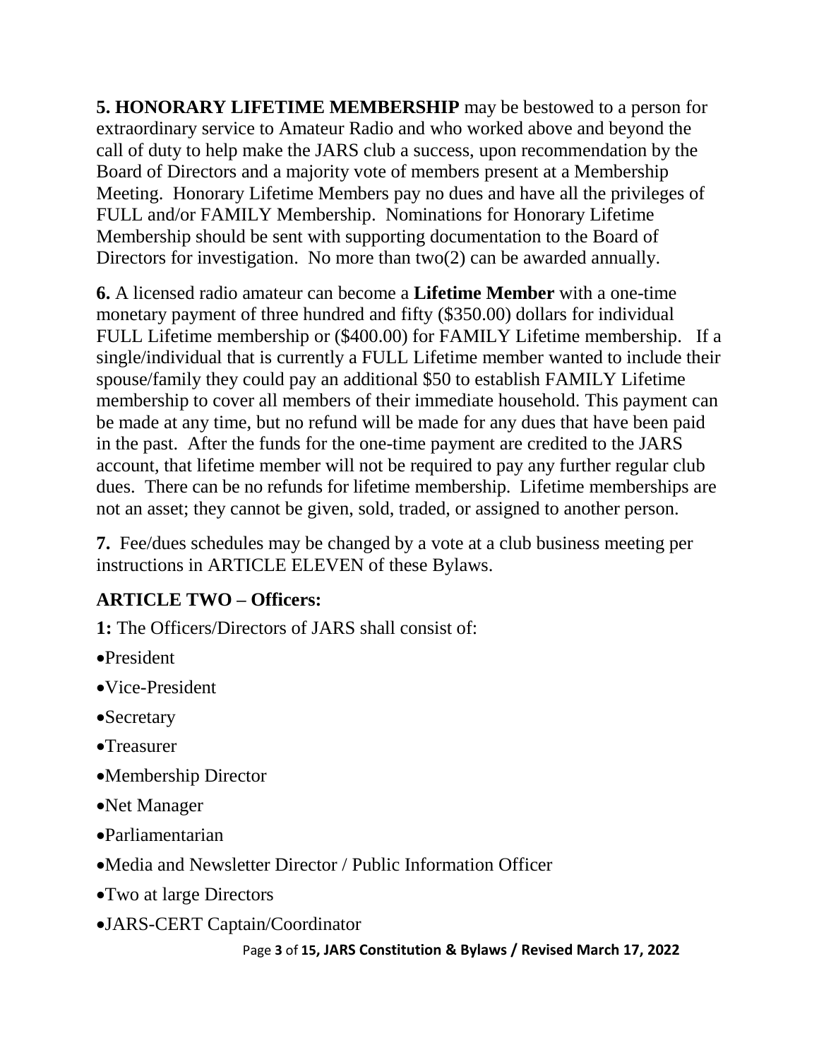**5. HONORARY LIFETIME MEMBERSHIP** may be bestowed to a person for extraordinary service to Amateur Radio and who worked above and beyond the call of duty to help make the JARS club a success, upon recommendation by the Board of Directors and a majority vote of members present at a Membership Meeting. Honorary Lifetime Members pay no dues and have all the privileges of FULL and/or FAMILY Membership. Nominations for Honorary Lifetime Membership should be sent with supporting documentation to the Board of Directors for investigation. No more than two(2) can be awarded annually.

**6.** A licensed radio amateur can become a **Lifetime Member** with a one-time monetary payment of three hundred and fifty ($350.00) dollars for individual FULL Lifetime membership or ($400.00) for FAMILY Lifetime membership. If a single/individual that is currently a FULL Lifetime member wanted to include their spouse/family they could pay an additional $50 to establish FAMILY Lifetime membership to cover all members of their immediate household. This payment can be made at any time, but no refund will be made for any dues that have been paid in the past. After the funds for the one-time payment are credited to the JARS account, that lifetime member will not be required to pay any further regular club dues. There can be no refunds for lifetime membership. Lifetime memberships are not an asset; they cannot be given, sold, traded, or assigned to another person.

**7.** Fee/dues schedules may be changed by a vote at a club business meeting per instructions in ARTICLE ELEVEN of these Bylaws.

## ARTICLE TWO – Officers:

**1:** The Officers/Directors of JARS shall consist of:

- President
- Vice-President
- Secretary
- Treasurer
- Membership Director
- Net Manager
- Parliamentarian
- Media and Newsletter Director / Public Information Officer
- Two at large Directors
- JARS-CERT Captain/Coordinator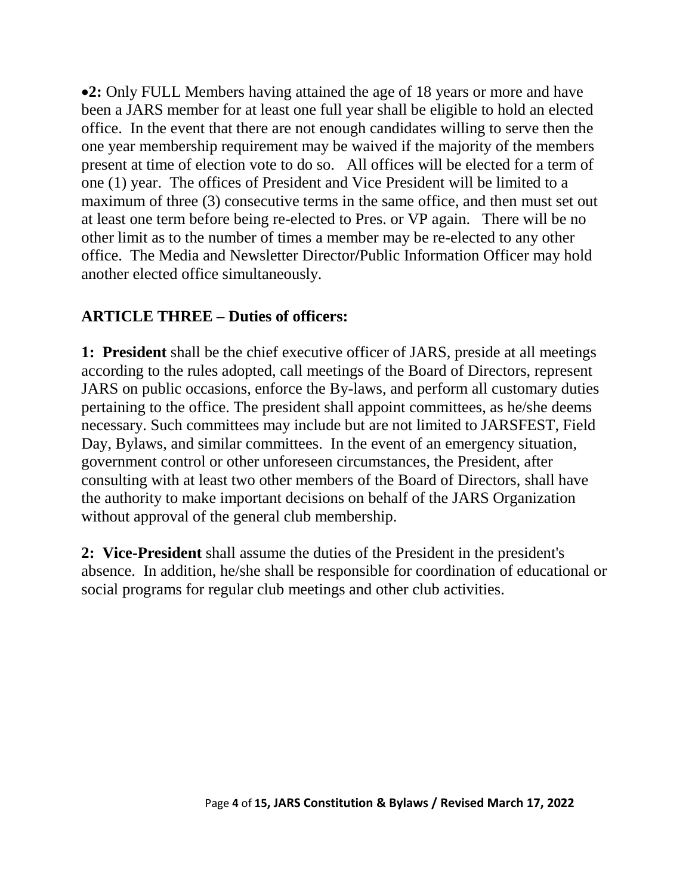- **2:** Only FULL Members having attained the age of 18 years or more and have been a JARS member for at least one full year shall be eligible to hold an elected office. In the event that there are not enough candidates willing to serve then the one year membership requirement may be waived if the majority of the members present at time of election vote to do so. All offices will be elected for a term of one (1) year. The offices of President and Vice President will be limited to a maximum of three (3) consecutive terms in the same office, and then must set out at least one term before being re-elected to Pres. or VP again. There will be no other limit as to the number of times a member may be re-elected to any other office. The Media and Newsletter Director/Public Information Officer may hold another elected office simultaneously.

## ARTICLE THREE – Duties of officers:

**1: President** shall be the chief executive officer of JARS, preside at all meetings according to the rules adopted, call meetings of the Board of Directors, represent JARS on public occasions, enforce the By-laws, and perform all customary duties pertaining to the office. The president shall appoint committees, as he/she deems necessary. Such committees may include but are not limited to JARSFEST, Field Day, Bylaws, and similar committees. In the event of an emergency situation, government control or other unforeseen circumstances, the President, after consulting with at least two other members of the Board of Directors, shall have the authority to make important decisions on behalf of the JARS Organization without approval of the general club membership.

**2: Vice-President** shall assume the duties of the President in the president's absence. In addition, he/she shall be responsible for coordination of educational or social programs for regular club meetings and other club activities.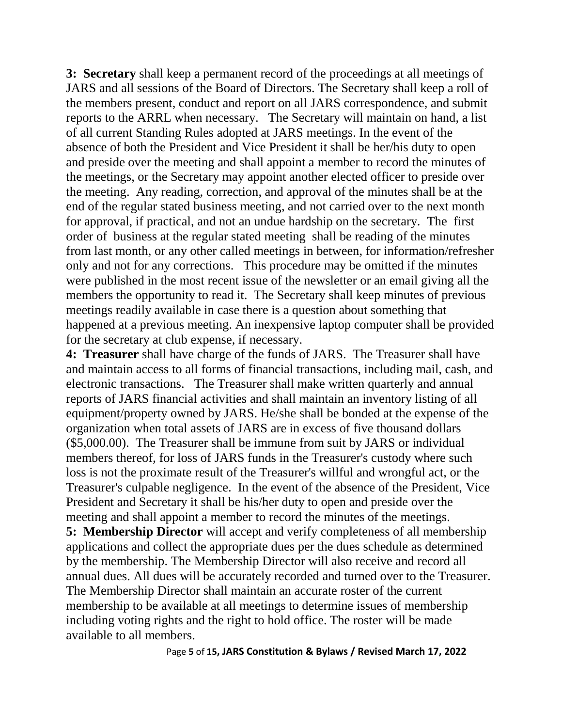**3: Secretary** shall keep a permanent record of the proceedings at all meetings of JARS and all sessions of the Board of Directors. The Secretary shall keep a roll of the members present, conduct and report on all JARS correspondence, and submit reports to the ARRL when necessary. The Secretary will maintain on hand, a list of all current Standing Rules adopted at JARS meetings. In the event of the absence of both the President and Vice President it shall be her/his duty to open and preside over the meeting and shall appoint a member to record the minutes of the meetings, or the Secretary may appoint another elected officer to preside over the meeting. Any reading, correction, and approval of the minutes shall be at the end of the regular stated business meeting, and not carried over to the next month for approval, if practical, and not an undue hardship on the secretary. The first order of business at the regular stated meeting shall be reading of the minutes from last month, or any other called meetings in between, for information/refresher only and not for any corrections. This procedure may be omitted if the minutes were published in the most recent issue of the newsletter or an email giving all the members the opportunity to read it. The Secretary shall keep minutes of previous meetings readily available in case there is a question about something that happened at a previous meeting. An inexpensive laptop computer shall be provided for the secretary at club expense, if necessary.

**4: Treasurer** shall have charge of the funds of JARS. The Treasurer shall have and maintain access to all forms of financial transactions, including mail, cash, and electronic transactions. The Treasurer shall make written quarterly and annual reports of JARS financial activities and shall maintain an inventory listing of all equipment/property owned by JARS. He/she shall be bonded at the expense of the organization when total assets of JARS are in excess of five thousand dollars ($5,000.00). The Treasurer shall be immune from suit by JARS or individual members thereof, for loss of JARS funds in the Treasurer's custody where such loss is not the proximate result of the Treasurer's willful and wrongful act, or the Treasurer's culpable negligence. In the event of the absence of the President, Vice President and Secretary it shall be his/her duty to open and preside over the meeting and shall appoint a member to record the minutes of the meetings.

**5: Membership Director** will accept and verify completeness of all membership applications and collect the appropriate dues per the dues schedule as determined by the membership. The Membership Director will also receive and record all annual dues. All dues will be accurately recorded and turned over to the Treasurer. The Membership Director shall maintain an accurate roster of the current membership to be available at all meetings to determine issues of membership including voting rights and the right to hold office. The roster will be made available to all members.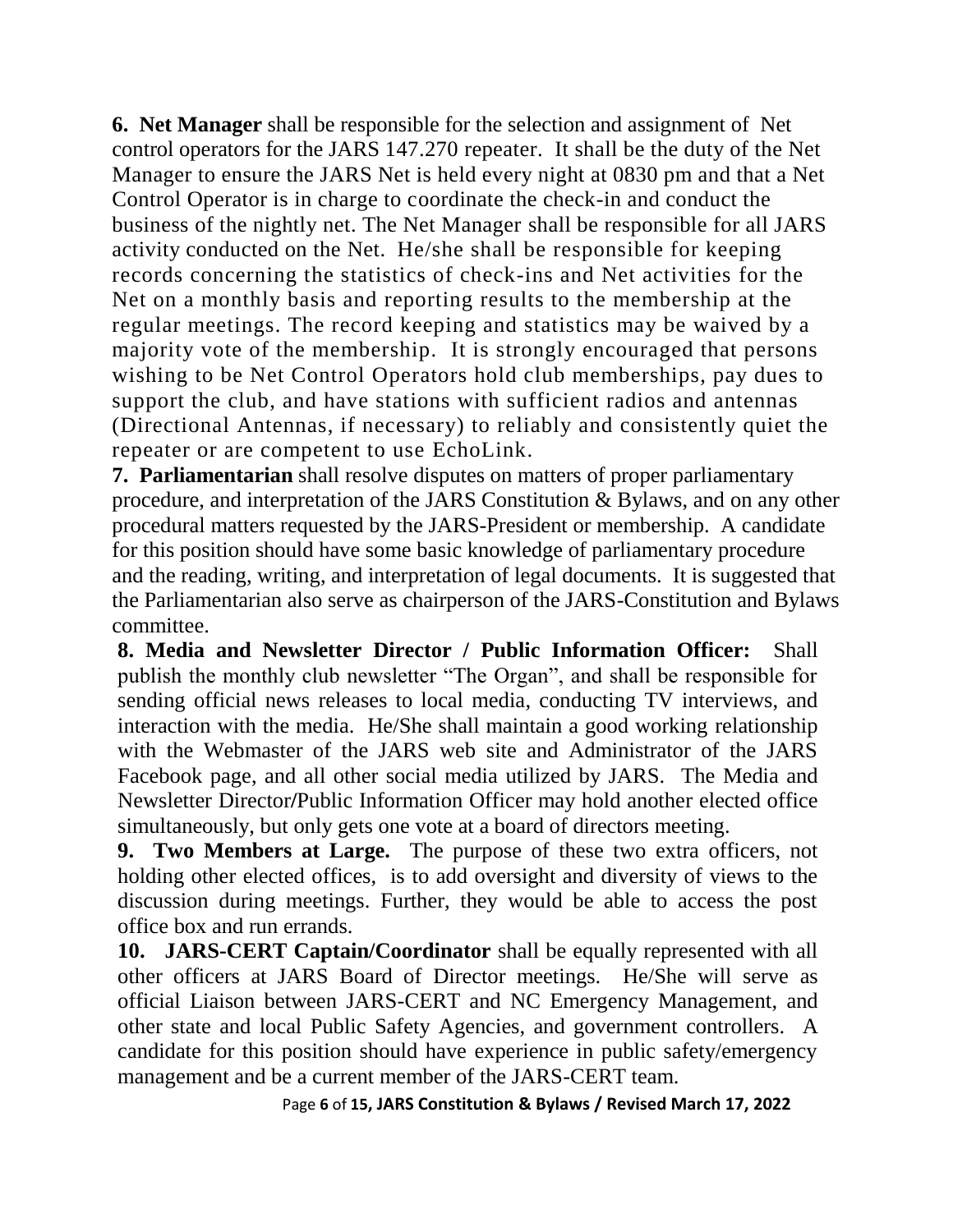**6. Net Manager** shall be responsible for the selection and assignment of Net control operators for the JARS 147.270 repeater. It shall be the duty of the Net Manager to ensure the JARS Net is held every night at 0830 pm and that a Net Control Operator is in charge to coordinate the check-in and conduct the business of the nightly net. The Net Manager shall be responsible for all JARS activity conducted on the Net. He/she shall be responsible for keeping records concerning the statistics of check-ins and Net activities for the Net on a monthly basis and reporting results to the membership at the regular meetings. The record keeping and statistics may be waived by a majority vote of the membership. It is strongly encouraged that persons wishing to be Net Control Operators hold club memberships, pay dues to support the club, and have stations with sufficient radios and antennas (Directional Antennas, if necessary) to reliably and consistently quiet the repeater or are competent to use EchoLink.

**7. Parliamentarian** shall resolve disputes on matters of proper parliamentary procedure, and interpretation of the JARS Constitution & Bylaws, and on any other procedural matters requested by the JARS-President or membership. A candidate for this position should have some basic knowledge of parliamentary procedure and the reading, writing, and interpretation of legal documents. It is suggested that the Parliamentarian also serve as chairperson of the JARS-Constitution and Bylaws committee.

**8. Media and Newsletter Director / Public Information Officer:** Shall publish the monthly club newsletter "The Organ", and shall be responsible for sending official news releases to local media, conducting TV interviews, and interaction with the media. He/She shall maintain a good working relationship with the Webmaster of the JARS web site and Administrator of the JARS Facebook page, and all other social media utilized by JARS. The Media and Newsletter Director/Public Information Officer may hold another elected office simultaneously, but only gets one vote at a board of directors meeting.

**9. Two Members at Large.** The purpose of these two extra officers, not holding other elected offices, is to add oversight and diversity of views to the discussion during meetings. Further, they would be able to access the post office box and run errands.

**10. JARS-CERT Captain/Coordinator** shall be equally represented with all other officers at JARS Board of Director meetings. He/She will serve as official Liaison between JARS-CERT and NC Emergency Management, and other state and local Public Safety Agencies, and government controllers. A candidate for this position should have experience in public safety/emergency management and be a current member of the JARS-CERT team.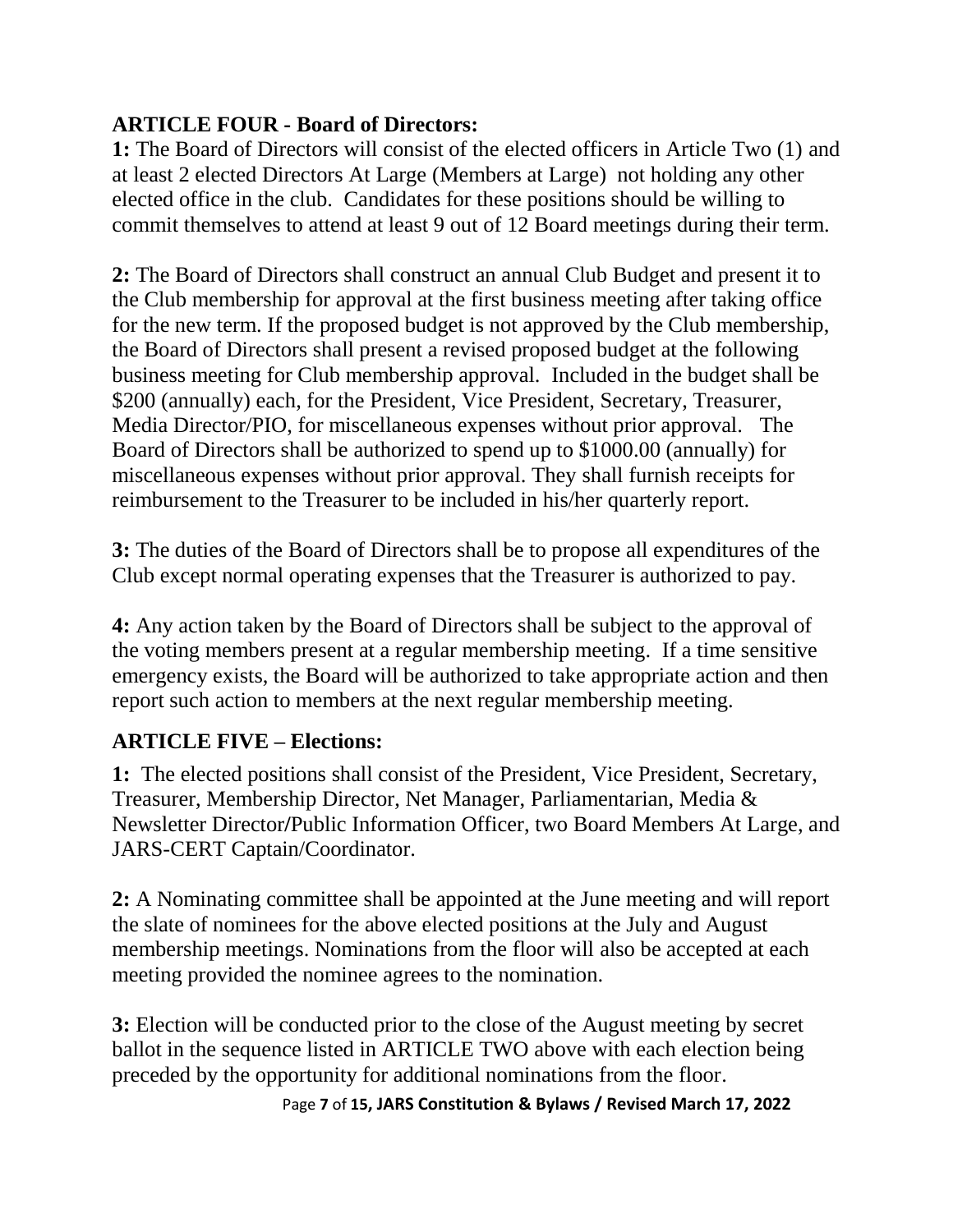## ARTICLE FOUR - Board of Directors:

**1:** The Board of Directors will consist of the elected officers in Article Two (1) and at least 2 elected Directors At Large (Members at Large) not holding any other elected office in the club. Candidates for these positions should be willing to commit themselves to attend at least 9 out of 12 Board meetings during their term.

**2:** The Board of Directors shall construct an annual Club Budget and present it to the Club membership for approval at the first business meeting after taking office for the new term. If the proposed budget is not approved by the Club membership, the Board of Directors shall present a revised proposed budget at the following business meeting for Club membership approval. Included in the budget shall be $200 (annually) each, for the President, Vice President, Secretary, Treasurer, Media Director/PIO, for miscellaneous expenses without prior approval. The Board of Directors shall be authorized to spend up to $1000.00 (annually) for miscellaneous expenses without prior approval. They shall furnish receipts for reimbursement to the Treasurer to be included in his/her quarterly report.

**3:** The duties of the Board of Directors shall be to propose all expenditures of the Club except normal operating expenses that the Treasurer is authorized to pay.

**4:** Any action taken by the Board of Directors shall be subject to the approval of the voting members present at a regular membership meeting. If a time sensitive emergency exists, the Board will be authorized to take appropriate action and then report such action to members at the next regular membership meeting.

## ARTICLE FIVE – Elections:

**1:** The elected positions shall consist of the President, Vice President, Secretary, Treasurer, Membership Director, Net Manager, Parliamentarian, Media & Newsletter Director/Public Information Officer, two Board Members At Large, and JARS-CERT Captain/Coordinator.

**2:** A Nominating committee shall be appointed at the June meeting and will report the slate of nominees for the above elected positions at the July and August membership meetings. Nominations from the floor will also be accepted at each meeting provided the nominee agrees to the nomination.

**3:** Election will be conducted prior to the close of the August meeting by secret ballot in the sequence listed in ARTICLE TWO above with each election being preceded by the opportunity for additional nominations from the floor.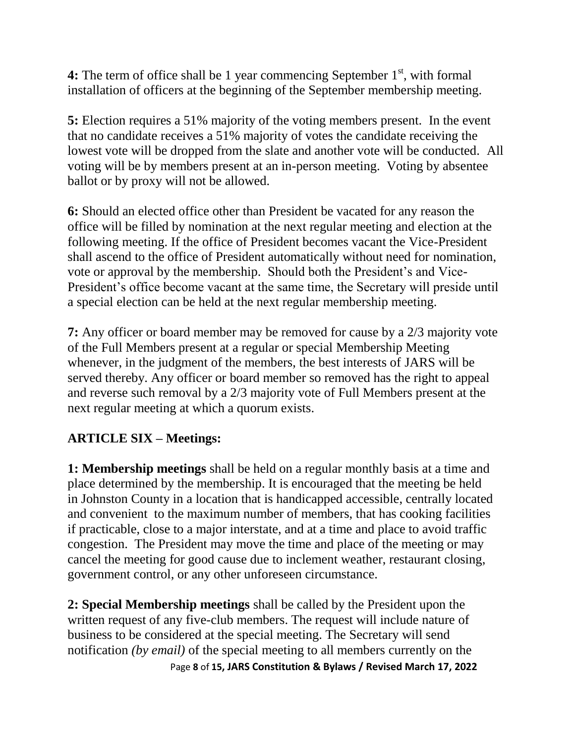**4:** The term of office shall be 1 year commencing September 1st, with formal installation of officers at the beginning of the September membership meeting.

**5:** Election requires a 51% majority of the voting members present. In the event that no candidate receives a 51% majority of votes the candidate receiving the lowest vote will be dropped from the slate and another vote will be conducted. All voting will be by members present at an in-person meeting. Voting by absentee ballot or by proxy will not be allowed.

**6:** Should an elected office other than President be vacated for any reason the office will be filled by nomination at the next regular meeting and election at the following meeting. If the office of President becomes vacant the Vice-President shall ascend to the office of President automatically without need for nomination, vote or approval by the membership. Should both the President's and Vice-President's office become vacant at the same time, the Secretary will preside until a special election can be held at the next regular membership meeting.

**7:** Any officer or board member may be removed for cause by a 2/3 majority vote of the Full Members present at a regular or special Membership Meeting whenever, in the judgment of the members, the best interests of JARS will be served thereby. Any officer or board member so removed has the right to appeal and reverse such removal by a 2/3 majority vote of Full Members present at the next regular meeting at which a quorum exists.

## ARTICLE SIX – Meetings:

**1: Membership meetings** shall be held on a regular monthly basis at a time and place determined by the membership. It is encouraged that the meeting be held in Johnston County in a location that is handicapped accessible, centrally located and convenient to the maximum number of members, that has cooking facilities if practicable, close to a major interstate, and at a time and place to avoid traffic congestion. The President may move the time and place of the meeting or may cancel the meeting for good cause due to inclement weather, restaurant closing, government control, or any other unforeseen circumstance.

**2: Special Membership meetings** shall be called by the President upon the written request of any five-club members. The request will include nature of business to be considered at the special meeting. The Secretary will send notification *(by email)* of the special meeting to all members currently on the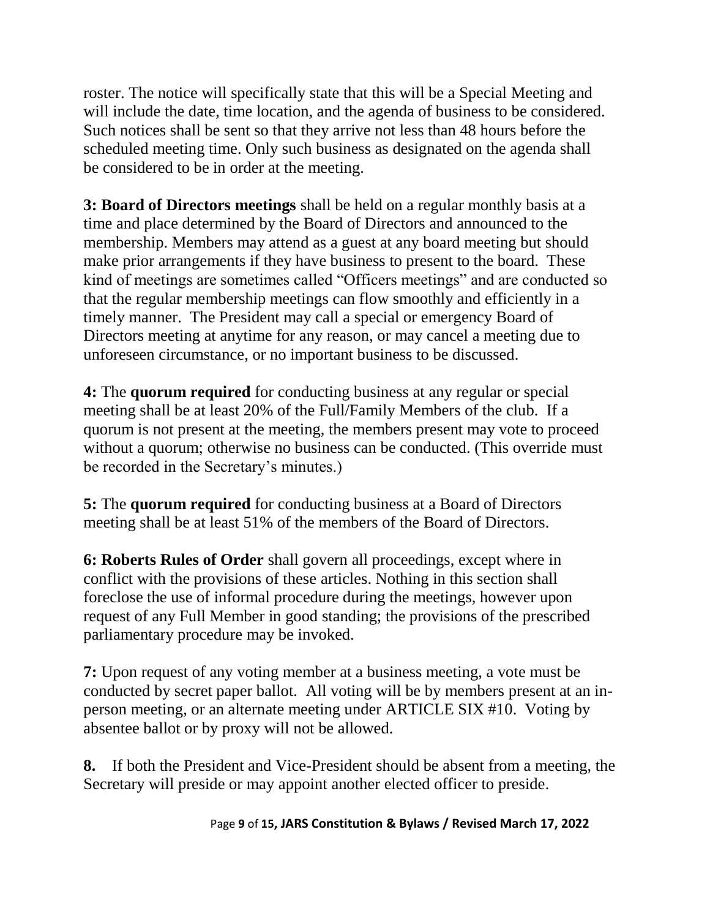roster. The notice will specifically state that this will be a Special Meeting and will include the date, time location, and the agenda of business to be considered. Such notices shall be sent so that they arrive not less than 48 hours before the scheduled meeting time. Only such business as designated on the agenda shall be considered to be in order at the meeting.

**3: Board of Directors meetings** shall be held on a regular monthly basis at a time and place determined by the Board of Directors and announced to the membership. Members may attend as a guest at any board meeting but should make prior arrangements if they have business to present to the board. These kind of meetings are sometimes called "Officers meetings" and are conducted so that the regular membership meetings can flow smoothly and efficiently in a timely manner. The President may call a special or emergency Board of Directors meeting at anytime for any reason, or may cancel a meeting due to unforeseen circumstance, or no important business to be discussed.

**4:** The **quorum required** for conducting business at any regular or special meeting shall be at least 20% of the Full/Family Members of the club. If a quorum is not present at the meeting, the members present may vote to proceed without a quorum; otherwise no business can be conducted. (This override must be recorded in the Secretary's minutes.)

**5:** The **quorum required** for conducting business at a Board of Directors meeting shall be at least 51% of the members of the Board of Directors.

**6: Roberts Rules of Order** shall govern all proceedings, except where in conflict with the provisions of these articles. Nothing in this section shall foreclose the use of informal procedure during the meetings, however upon request of any Full Member in good standing; the provisions of the prescribed parliamentary procedure may be invoked.

**7:** Upon request of any voting member at a business meeting, a vote must be conducted by secret paper ballot. All voting will be by members present at an in-person meeting, or an alternate meeting under ARTICLE SIX #10. Voting by absentee ballot or by proxy will not be allowed.

**8.** If both the President and Vice-President should be absent from a meeting, the Secretary will preside or may appoint another elected officer to preside.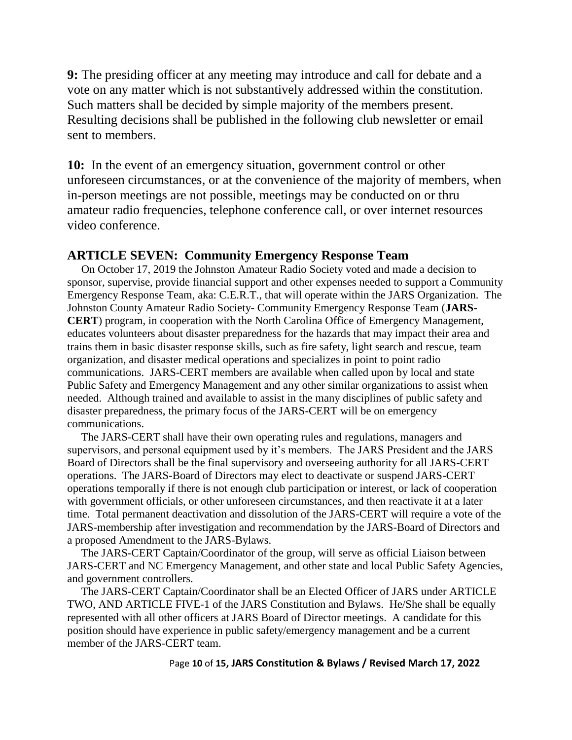**9:** The presiding officer at any meeting may introduce and call for debate and a vote on any matter which is not substantively addressed within the constitution. Such matters shall be decided by simple majority of the members present. Resulting decisions shall be published in the following club newsletter or email sent to members.

**10:** In the event of an emergency situation, government control or other unforeseen circumstances, or at the convenience of the majority of members, when in-person meetings are not possible, meetings may be conducted on or thru amateur radio frequencies, telephone conference call, or over internet resources video conference.

## ARTICLE SEVEN: Community Emergency Response Team

On October 17, 2019 the Johnston Amateur Radio Society voted and made a decision to sponsor, supervise, provide financial support and other expenses needed to support a Community Emergency Response Team, aka: C.E.R.T., that will operate within the JARS Organization. The Johnston County Amateur Radio Society- Community Emergency Response Team (**JARS-CERT**) program, in cooperation with the North Carolina Office of Emergency Management, educates volunteers about disaster preparedness for the hazards that may impact their area and trains them in basic disaster response skills, such as fire safety, light search and rescue, team organization, and disaster medical operations and specializes in point to point radio communications. JARS-CERT members are available when called upon by local and state Public Safety and Emergency Management and any other similar organizations to assist when needed. Although trained and available to assist in the many disciplines of public safety and disaster preparedness, the primary focus of the JARS-CERT will be on emergency communications.

The JARS-CERT shall have their own operating rules and regulations, managers and supervisors, and personal equipment used by it's members. The JARS President and the JARS Board of Directors shall be the final supervisory and overseeing authority for all JARS-CERT operations. The JARS-Board of Directors may elect to deactivate or suspend JARS-CERT operations temporally if there is not enough club participation or interest, or lack of cooperation with government officials, or other unforeseen circumstances, and then reactivate it at a later time. Total permanent deactivation and dissolution of the JARS-CERT will require a vote of the JARS-membership after investigation and recommendation by the JARS-Board of Directors and a proposed Amendment to the JARS-Bylaws.

The JARS-CERT Captain/Coordinator of the group, will serve as official Liaison between JARS-CERT and NC Emergency Management, and other state and local Public Safety Agencies, and government controllers.

The JARS-CERT Captain/Coordinator shall be an Elected Officer of JARS under ARTICLE TWO, AND ARTICLE FIVE-1 of the JARS Constitution and Bylaws. He/She shall be equally represented with all other officers at JARS Board of Director meetings. A candidate for this position should have experience in public safety/emergency management and be a current member of the JARS-CERT team.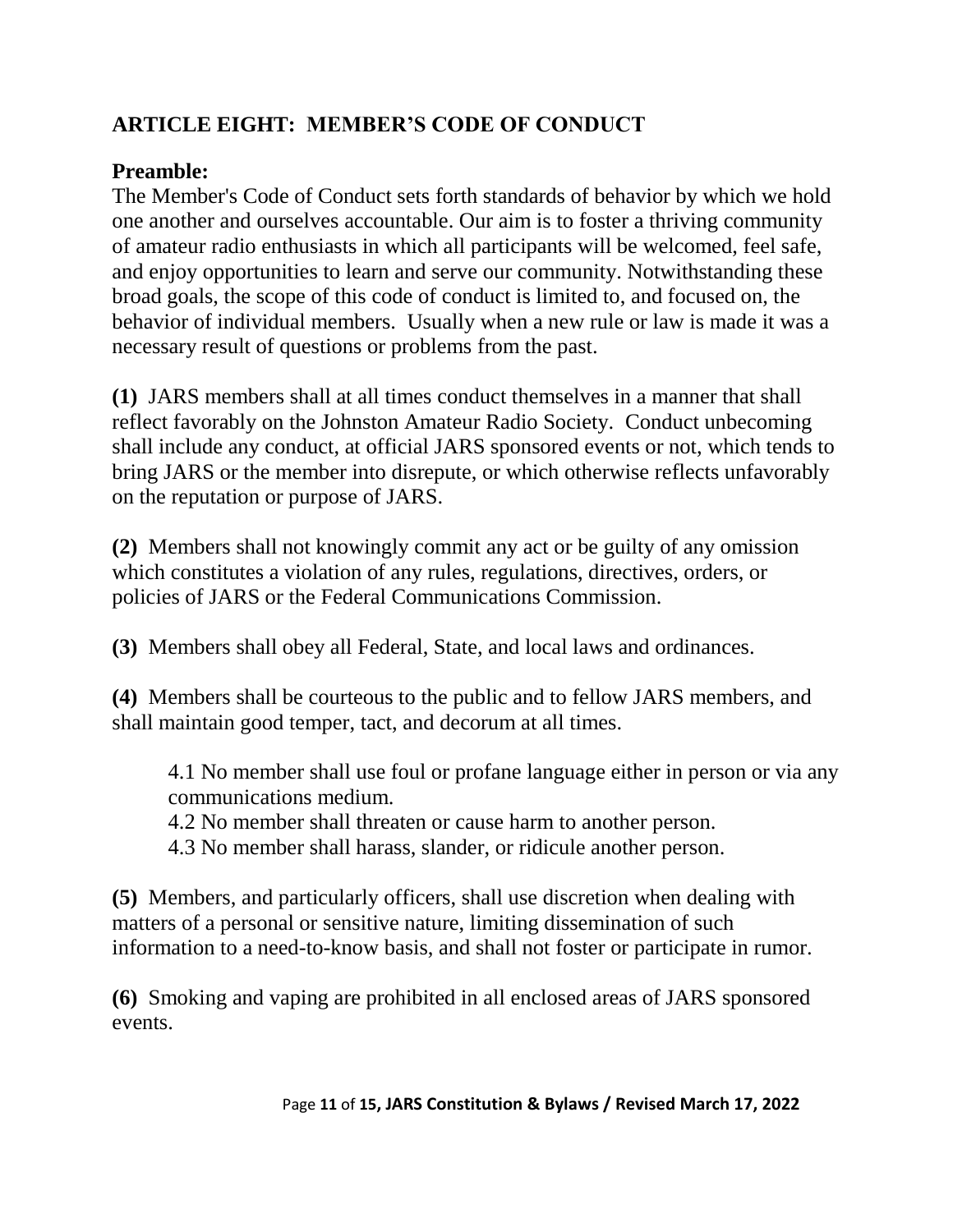## ARTICLE EIGHT: MEMBER'S CODE OF CONDUCT

### Preamble:

The Member's Code of Conduct sets forth standards of behavior by which we hold one another and ourselves accountable. Our aim is to foster a thriving community of amateur radio enthusiasts in which all participants will be welcomed, feel safe, and enjoy opportunities to learn and serve our community. Notwithstanding these broad goals, the scope of this code of conduct is limited to, and focused on, the behavior of individual members. Usually when a new rule or law is made it was a necessary result of questions or problems from the past.

**(1)** JARS members shall at all times conduct themselves in a manner that shall reflect favorably on the Johnston Amateur Radio Society. Conduct unbecoming shall include any conduct, at official JARS sponsored events or not, which tends to bring JARS or the member into disrepute, or which otherwise reflects unfavorably on the reputation or purpose of JARS.

**(2)** Members shall not knowingly commit any act or be guilty of any omission which constitutes a violation of any rules, regulations, directives, orders, or policies of JARS or the Federal Communications Commission.

**(3)** Members shall obey all Federal, State, and local laws and ordinances.

**(4)** Members shall be courteous to the public and to fellow JARS members, and shall maintain good temper, tact, and decorum at all times.

> 4.1 No member shall use foul or profane language either in person or via any communications medium.
>
> 4.2 No member shall threaten or cause harm to another person.
>
> 4.3 No member shall harass, slander, or ridicule another person.

**(5)** Members, and particularly officers, shall use discretion when dealing with matters of a personal or sensitive nature, limiting dissemination of such information to a need-to-know basis, and shall not foster or participate in rumor.

**(6)** Smoking and vaping are prohibited in all enclosed areas of JARS sponsored events.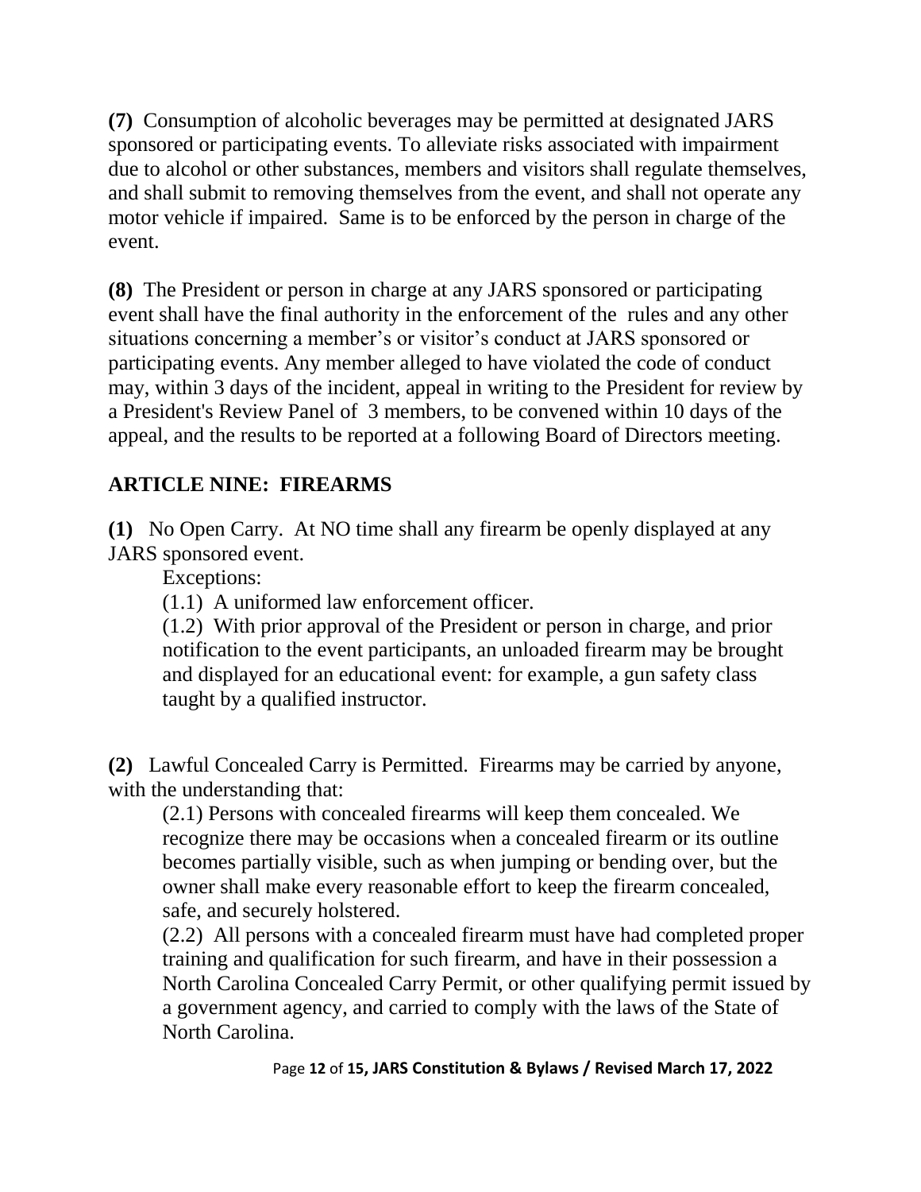**(7)** Consumption of alcoholic beverages may be permitted at designated JARS sponsored or participating events. To alleviate risks associated with impairment due to alcohol or other substances, members and visitors shall regulate themselves, and shall submit to removing themselves from the event, and shall not operate any motor vehicle if impaired. Same is to be enforced by the person in charge of the event.

**(8)** The President or person in charge at any JARS sponsored or participating event shall have the final authority in the enforcement of the rules and any other situations concerning a member's or visitor's conduct at JARS sponsored or participating events. Any member alleged to have violated the code of conduct may, within 3 days of the incident, appeal in writing to the President for review by a President's Review Panel of 3 members, to be convened within 10 days of the appeal, and the results to be reported at a following Board of Directors meeting.

## ARTICLE NINE: FIREARMS

**(1)** No Open Carry. At NO time shall any firearm be openly displayed at any JARS sponsored event.

Exceptions:

(1.1) A uniformed law enforcement officer.

(1.2) With prior approval of the President or person in charge, and prior notification to the event participants, an unloaded firearm may be brought and displayed for an educational event: for example, a gun safety class taught by a qualified instructor.

**(2)** Lawful Concealed Carry is Permitted. Firearms may be carried by anyone, with the understanding that:

(2.1) Persons with concealed firearms will keep them concealed. We recognize there may be occasions when a concealed firearm or its outline becomes partially visible, such as when jumping or bending over, but the owner shall make every reasonable effort to keep the firearm concealed, safe, and securely holstered.

(2.2) All persons with a concealed firearm must have had completed proper training and qualification for such firearm, and have in their possession a North Carolina Concealed Carry Permit, or other qualifying permit issued by a government agency, and carried to comply with the laws of the State of North Carolina.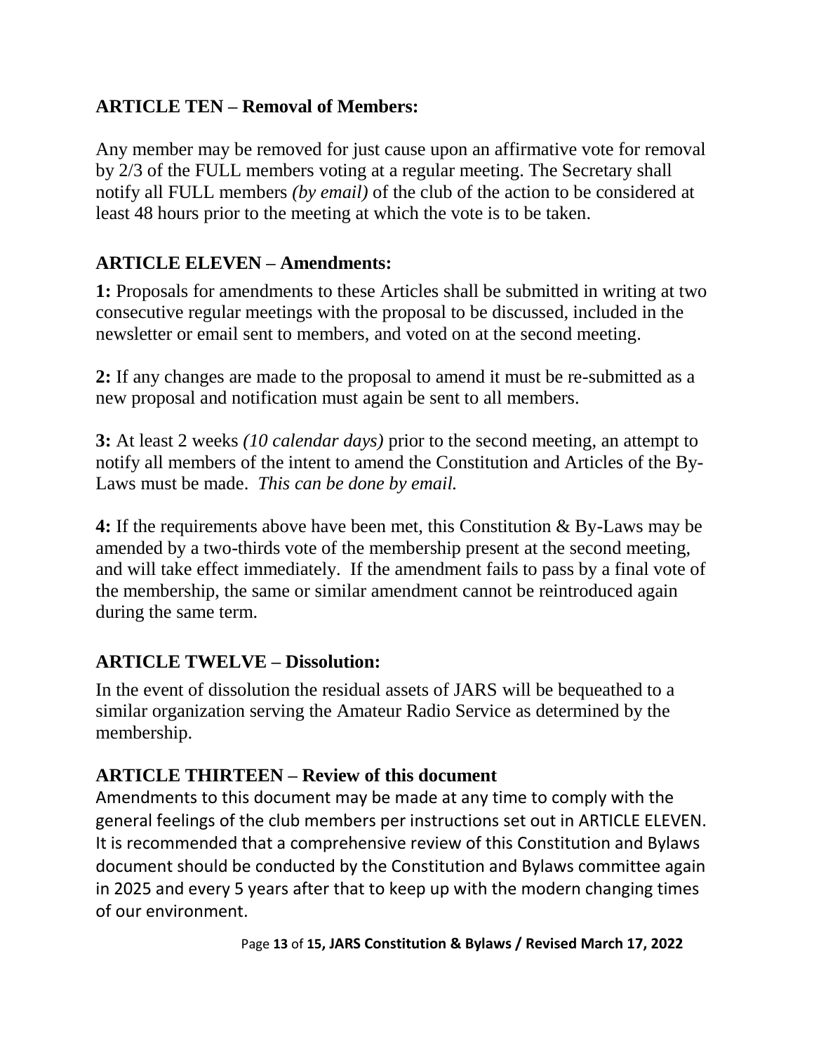## ARTICLE TEN – Removal of Members:

Any member may be removed for just cause upon an affirmative vote for removal by 2/3 of the FULL members voting at a regular meeting. The Secretary shall notify all FULL members *(by email)* of the club of the action to be considered at least 48 hours prior to the meeting at which the vote is to be taken.

## ARTICLE ELEVEN – Amendments:

**1:** Proposals for amendments to these Articles shall be submitted in writing at two consecutive regular meetings with the proposal to be discussed, included in the newsletter or email sent to members, and voted on at the second meeting.

**2:** If any changes are made to the proposal to amend it must be re-submitted as a new proposal and notification must again be sent to all members.

**3:** At least 2 weeks *(10 calendar days)* prior to the second meeting, an attempt to notify all members of the intent to amend the Constitution and Articles of the By-Laws must be made. *This can be done by email.*

**4:** If the requirements above have been met, this Constitution & By-Laws may be amended by a two-thirds vote of the membership present at the second meeting, and will take effect immediately. If the amendment fails to pass by a final vote of the membership, the same or similar amendment cannot be reintroduced again during the same term.

## ARTICLE TWELVE – Dissolution:

In the event of dissolution the residual assets of JARS will be bequeathed to a similar organization serving the Amateur Radio Service as determined by the membership.

## ARTICLE THIRTEEN – Review of this document

Amendments to this document may be made at any time to comply with the general feelings of the club members per instructions set out in ARTICLE ELEVEN. It is recommended that a comprehensive review of this Constitution and Bylaws document should be conducted by the Constitution and Bylaws committee again in 2025 and every 5 years after that to keep up with the modern changing times of our environment.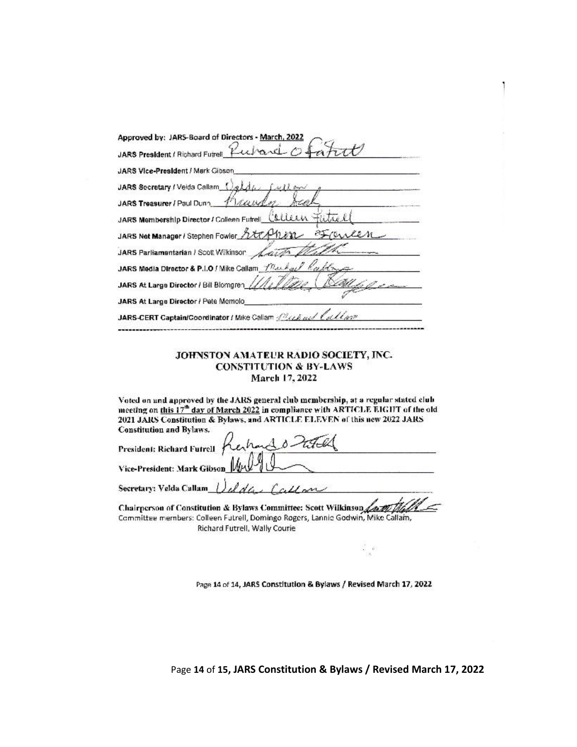Approved by: JARS-Board of Directors - March, 2022

JARS President / Richard Futrell ____________________

JARS Vice-President / Mark Gibson ____________________

JARS Secretary / Velda Callam ____________________

JARS Treasurer / Paul Dunn ____________________

JARS Membership Director / Colleen Futrell ____________________

JARS Net Manager / Stephen Fowler ____________________

JARS Parliamentarian / Scott Wilkinson ____________________

JARS Media Director & P.I.O / Mike Callam ____________________

JARS At Large Director / Bill Blomgren ____________________

JARS At Large Director / Pete Memolo ____________________

JARS-CERT Captain/Coordinator / Mike Callam ____________________

---

**JOHNSTON AMATEUR RADIO SOCIETY, INC.**
**CONSTITUTION & BY-LAWS**
**March 17, 2022**

**Voted on and approved by the JARS general club membership, at a regular stated club meeting on <u>this 17th day of March 2022</u> in compliance with ARTICLE EIGHT of the old 2021 JARS Constitution & Bylaws, and ARTICLE ELEVEN of this new 2022 JARS Constitution and Bylaws.**

**President: Richard Futrell** ____________________

**Vice-President: Mark Gibson** ____________________

**Secretary: Velda Callam** ____________________

**Chairperson of Constitution & Bylaws Committee: Scott Wilkinson** ____________________

Committee members: Colleen Futrell, Domingo Rogers, Lannie Godwin, Mike Callam, Richard Futrell, Wally Courie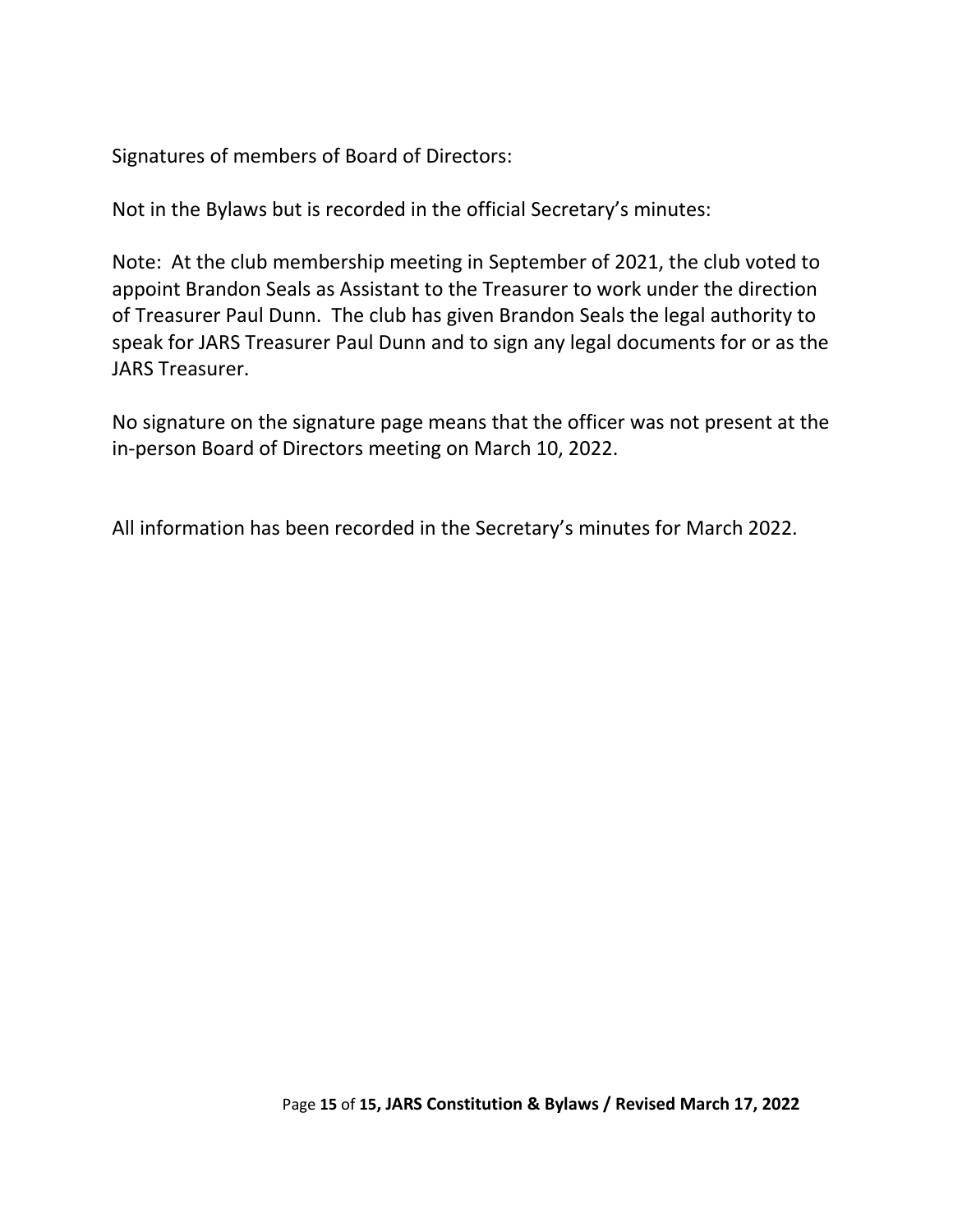Signatures of members of Board of Directors:

Not in the Bylaws but is recorded in the official Secretary's minutes:

Note: At the club membership meeting in September of 2021, the club voted to appoint Brandon Seals as Assistant to the Treasurer to work under the direction of Treasurer Paul Dunn. The club has given Brandon Seals the legal authority to speak for JARS Treasurer Paul Dunn and to sign any legal documents for or as the JARS Treasurer.

No signature on the signature page means that the officer was not present at the in-person Board of Directors meeting on March 10, 2022.

All information has been recorded in the Secretary's minutes for March 2022.